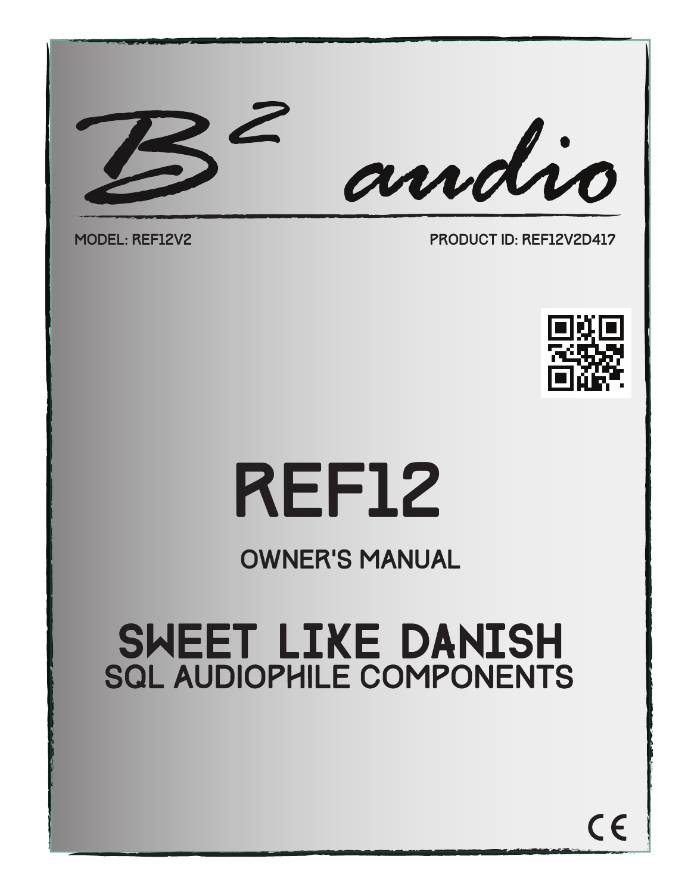# B² audio

MODEL: REF12V2

PRODUCT ID: REF12V2D417

# REF12

## OWNER'S MANUAL

## SWEET LIKE DANISH

SQL AUDIOPHILE COMPONENTS

CE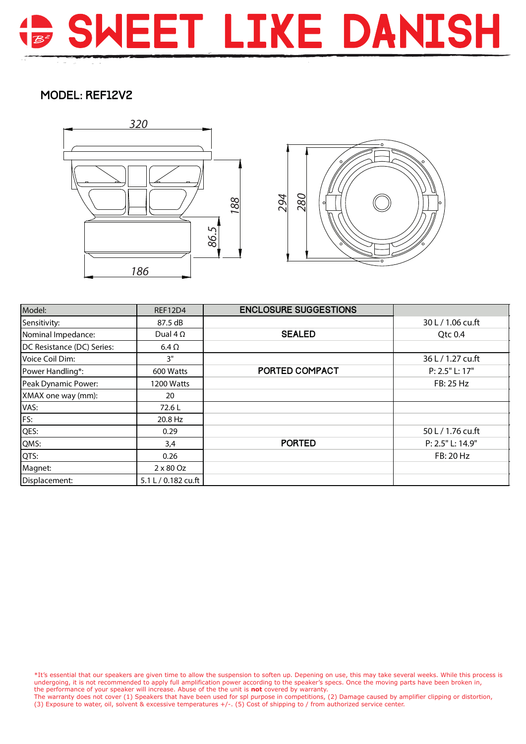# SWEET LIKE DANISH

## MODEL: REF12V2

320

188

86.5

186

294

280

| Model: | REF12D4 | ENCLOSURE SUGGESTIONS | |
|---|---|---|---|
| Sensitivity: | 87.5 dB | | 30 L / 1.06 cu.ft |
| Nominal Impedance: | Dual 4 Ω | **SEALED** | Qtc 0.4 |
| DC Resistance (DC) Series: | 6.4 Ω | | |
| Voice Coil Dim: | 3" | | 36 L / 1.27 cu.ft |
| Power Handling*: | 600 Watts | **PORTED COMPACT** | P: 2.5" L: 17" |
| Peak Dynamic Power: | 1200 Watts | | FB: 25 Hz |
| XMAX one way (mm): | 20 | | |
| VAS: | 72.6 L | | |
| FS: | 20.8 Hz | | |
| QES: | 0.29 | | 50 L / 1.76 cu.ft |
| QMS: | 3,4 | **PORTED** | P: 2.5" L: 14.9" |
| QTS: | 0.26 | | FB: 20 Hz |
| Magnet: | 2 x 80 Oz | | |
| Displacement: | 5.1 L / 0.182 cu.ft | | |

*It's essential that our speakers are given time to allow the suspension to soften up. Depening on use, this may take several weeks. While this process is undergoing, it is not recommended to apply full amplification power according to the speaker's specs. Once the moving parts have been broken in, the performance of your speaker will increase. Abuse of the the unit is **not** covered by warranty.
The warranty does not cover (1) Speakers that have been used for spl purpose in competitions, (2) Damage caused by amplifier clipping or distortion, (3) Exposure to water, oil, solvent & excessive temperatures +/-. (5) Cost of shipping to / from authorized service center.